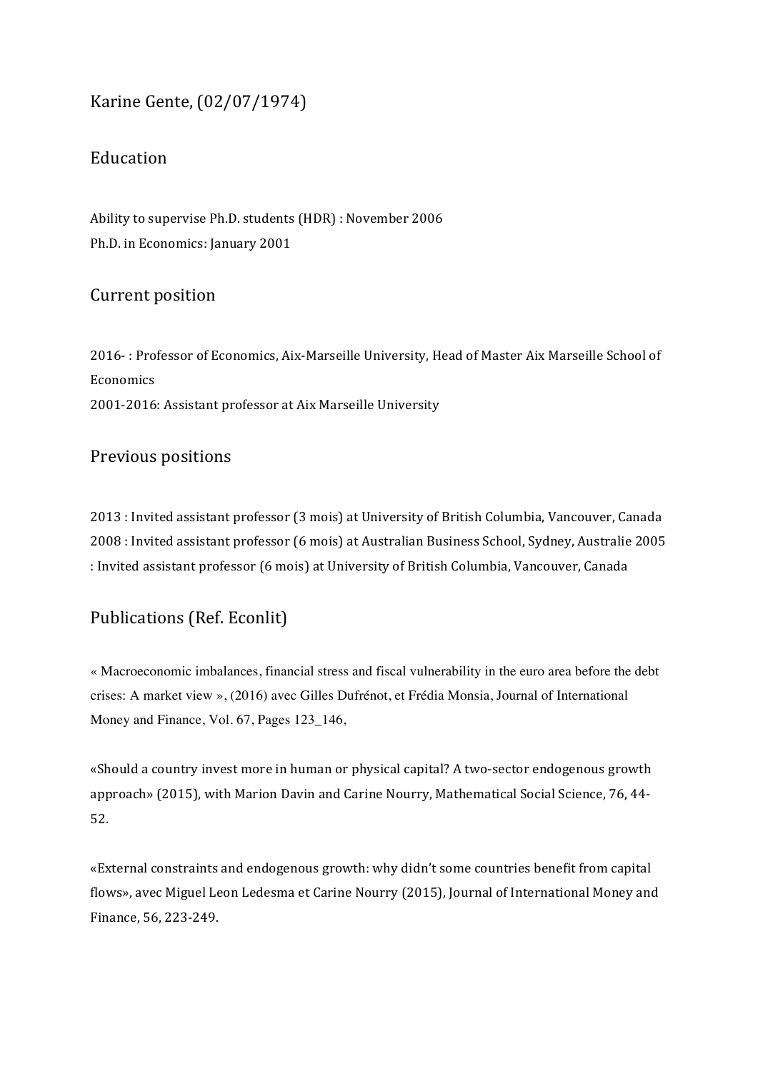# Karine Gente, (02/07/1974)

## Education

Ability to supervise Ph.D. students (HDR) : November 2006
Ph.D. in Economics: January 2001

## Current position

2016- : Professor of Economics, Aix-Marseille University, Head of Master Aix Marseille School of Economics
2001-2016: Assistant professor at Aix Marseille University

## Previous positions

2013 : Invited assistant professor (3 mois) at University of British Columbia, Vancouver, Canada
2008 : Invited assistant professor (6 mois) at Australian Business School, Sydney, Australie
2005 : Invited assistant professor (6 mois) at University of British Columbia, Vancouver, Canada

## Publications (Ref. Econlit)

« Macroeconomic imbalances, financial stress and fiscal vulnerability in the euro area before the debt crises: A market view », (2016) avec Gilles Dufrénot, et Frédia Monsia, Journal of International Money and Finance, Vol. 67, Pages 123_146,

«Should a country invest more in human or physical capital? A two-sector endogenous growth approach» (2015), with Marion Davin and Carine Nourry, Mathematical Social Science, 76, 44-52.

«External constraints and endogenous growth: why didn't some countries benefit from capital flows», avec Miguel Leon Ledesma et Carine Nourry (2015), Journal of International Money and Finance, 56, 223-249.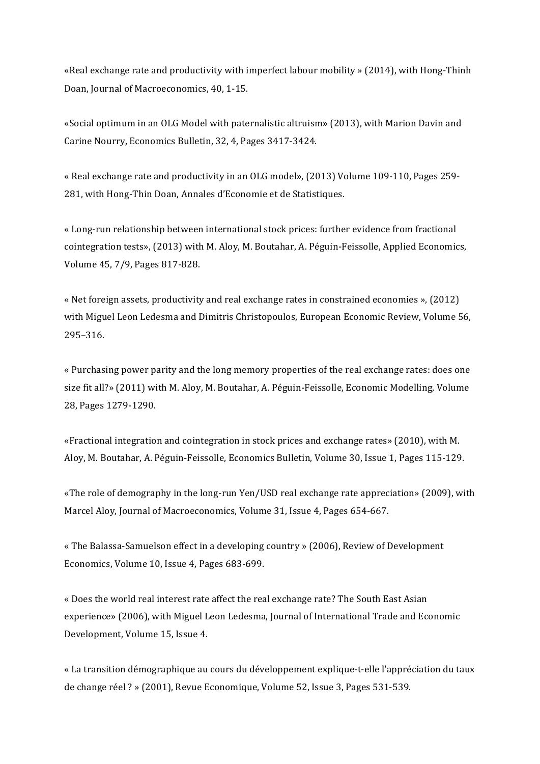«Real exchange rate and productivity with imperfect labour mobility » (2014), with Hong-Thinh Doan, Journal of Macroeconomics, 40, 1-15.

«Social optimum in an OLG Model with paternalistic altruism» (2013), with Marion Davin and Carine Nourry, Economics Bulletin, 32, 4, Pages 3417-3424.

« Real exchange rate and productivity in an OLG model», (2013) Volume 109-110, Pages 259-281, with Hong-Thin Doan, Annales d'Economie et de Statistiques.

« Long-run relationship between international stock prices: further evidence from fractional cointegration tests», (2013) with M. Aloy, M. Boutahar, A. Péguin-Feissolle, Applied Economics, Volume 45, 7/9, Pages 817-828.

« Net foreign assets, productivity and real exchange rates in constrained economies », (2012) with Miguel Leon Ledesma and Dimitris Christopoulos, European Economic Review, Volume 56, 295–316.

« Purchasing power parity and the long memory properties of the real exchange rates: does one size fit all?» (2011) with M. Aloy, M. Boutahar, A. Péguin-Feissolle, Economic Modelling, Volume 28, Pages 1279-1290.

«Fractional integration and cointegration in stock prices and exchange rates» (2010), with M. Aloy, M. Boutahar, A. Péguin-Feissolle, Economics Bulletin, Volume 30, Issue 1, Pages 115-129.

«The role of demography in the long-run Yen/USD real exchange rate appreciation» (2009), with Marcel Aloy, Journal of Macroeconomics, Volume 31, Issue 4, Pages 654-667.

« The Balassa-Samuelson effect in a developing country » (2006), Review of Development Economics, Volume 10, Issue 4, Pages 683-699.

« Does the world real interest rate affect the real exchange rate? The South East Asian experience» (2006), with Miguel Leon Ledesma, Journal of International Trade and Economic Development, Volume 15, Issue 4.

« La transition démographique au cours du développement explique-t-elle l'appréciation du taux de change réel ? » (2001), Revue Economique, Volume 52, Issue 3, Pages 531-539.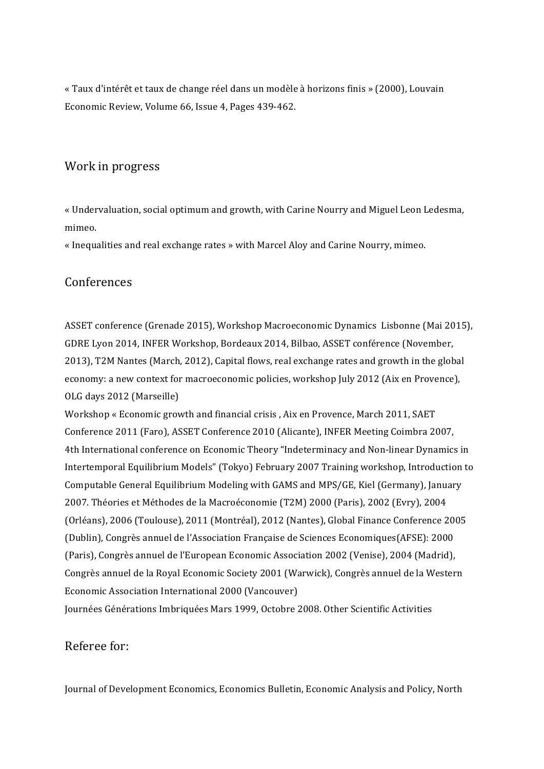« Taux d'intérêt et taux de change réel dans un modèle à horizons finis » (2000), Louvain Economic Review, Volume 66, Issue 4, Pages 439-462.

## Work in progress

« Undervaluation, social optimum and growth, with Carine Nourry and Miguel Leon Ledesma, mimeo.

« Inequalities and real exchange rates » with Marcel Aloy and Carine Nourry, mimeo.

## Conferences

ASSET conference (Grenade 2015), Workshop Macroeconomic Dynamics Lisbonne (Mai 2015), GDRE Lyon 2014, INFER Workshop, Bordeaux 2014, Bilbao, ASSET conférence (November, 2013), T2M Nantes (March, 2012), Capital flows, real exchange rates and growth in the global economy: a new context for macroeconomic policies, workshop July 2012 (Aix en Provence), OLG days 2012 (Marseille)

Workshop « Economic growth and financial crisis , Aix en Provence, March 2011, SAET Conference 2011 (Faro), ASSET Conference 2010 (Alicante), INFER Meeting Coimbra 2007, 4th International conference on Economic Theory "Indeterminacy and Non-linear Dynamics in Intertemporal Equilibrium Models" (Tokyo) February 2007 Training workshop, Introduction to Computable General Equilibrium Modeling with GAMS and MPS/GE, Kiel (Germany), January 2007. Théories et Méthodes de la Macroéconomie (T2M) 2000 (Paris), 2002 (Evry), 2004 (Orléans), 2006 (Toulouse), 2011 (Montréal), 2012 (Nantes), Global Finance Conference 2005 (Dublin), Congrès annuel de l'Association Française de Sciences Economiques(AFSE): 2000 (Paris), Congrès annuel de l'European Economic Association 2002 (Venise), 2004 (Madrid), Congrès annuel de la Royal Economic Society 2001 (Warwick), Congrès annuel de la Western Economic Association International 2000 (Vancouver)

Journées Générations Imbriquées Mars 1999, Octobre 2008. Other Scientific Activities

## Referee for:

Journal of Development Economics, Economics Bulletin, Economic Analysis and Policy, North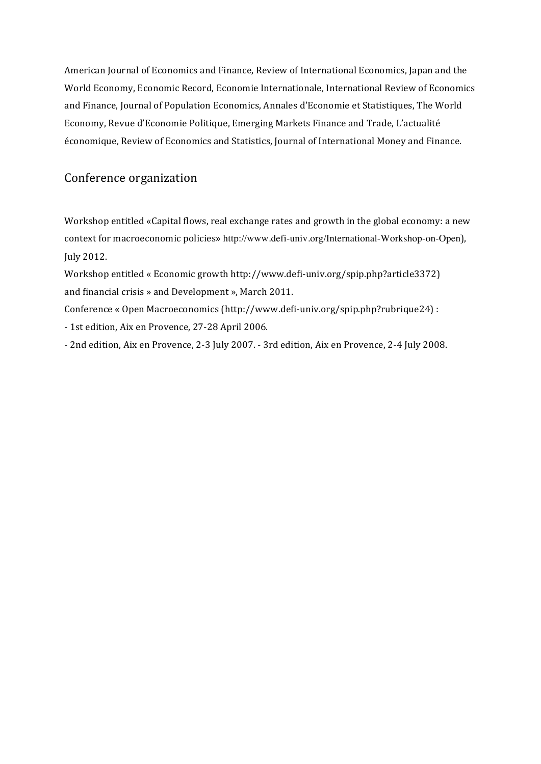American Journal of Economics and Finance, Review of International Economics, Japan and the World Economy, Economic Record, Economie Internationale, International Review of Economics and Finance, Journal of Population Economics, Annales d'Economie et Statistiques, The World Economy, Revue d'Economie Politique, Emerging Markets Finance and Trade, L'actualité économique, Review of Economics and Statistics, Journal of International Money and Finance.

## Conference organization

Workshop entitled «Capital flows, real exchange rates and growth in the global economy: a new context for macroeconomic policies» http://www.defi-univ.org/International-Workshop-on-Open), July 2012.

Workshop entitled « Economic growth http://www.defi-univ.org/spip.php?article3372) and financial crisis » and Development », March 2011.

Conference « Open Macroeconomics (http://www.defi-univ.org/spip.php?rubrique24) :

- 1st edition, Aix en Provence, 27-28 April 2006.
- 2nd edition, Aix en Provence, 2-3 July 2007. - 3rd edition, Aix en Provence, 2-4 July 2008.